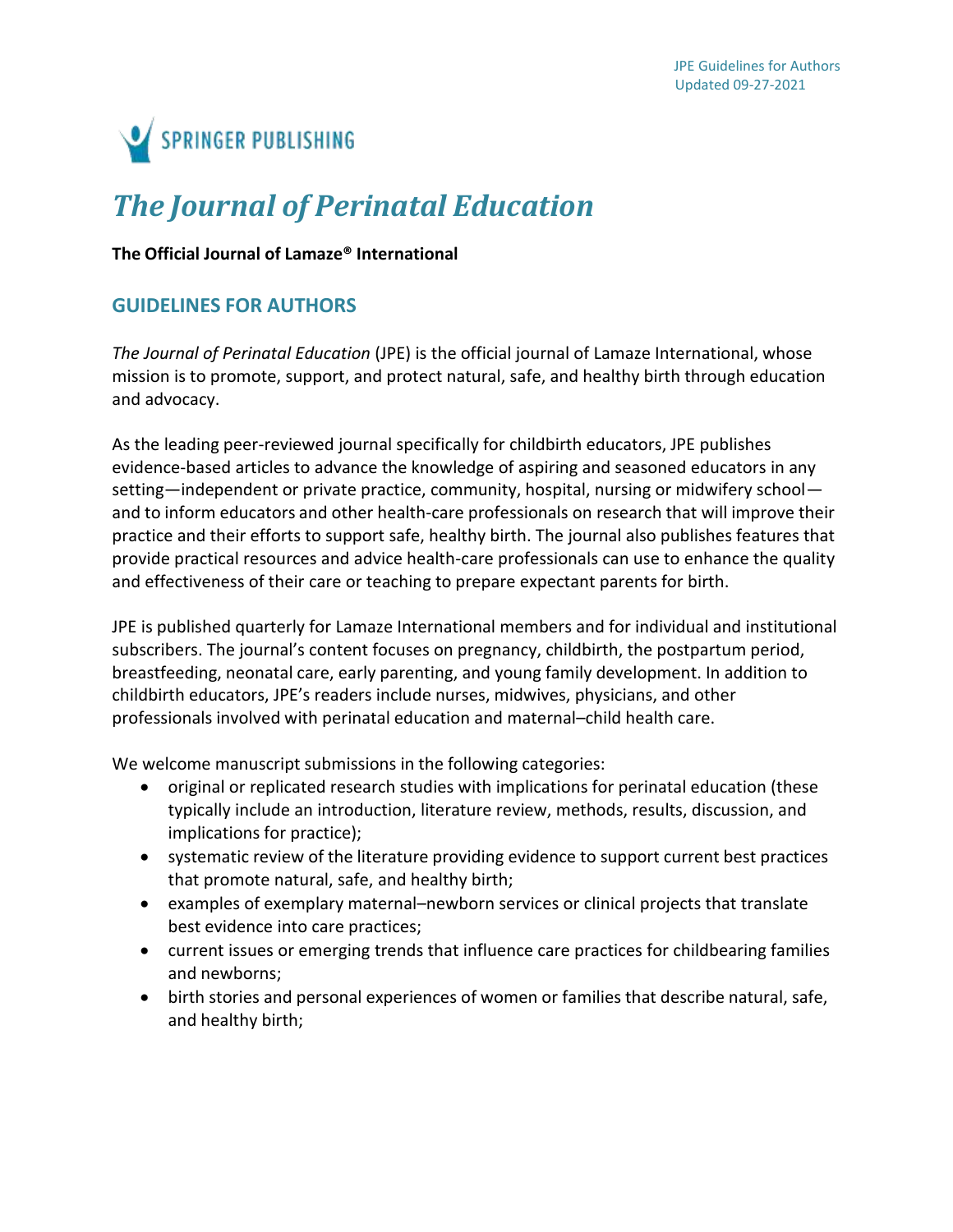SPRINGER PUBLISHING

# *The Journal of Perinatal Education*

**The Official Journal of Lamaze® International**

## GUIDELINES FOR AUTHORS

*The Journal of Perinatal Education* (JPE) is the official journal of Lamaze International, whose mission is to promote, support, and protect natural, safe, and healthy birth through education and advocacy.

As the leading peer-reviewed journal specifically for childbirth educators, JPE publishes evidence-based articles to advance the knowledge of aspiring and seasoned educators in any setting—independent or private practice, community, hospital, nursing or midwifery school—and to inform educators and other health-care professionals on research that will improve their practice and their efforts to support safe, healthy birth. The journal also publishes features that provide practical resources and advice health-care professionals can use to enhance the quality and effectiveness of their care or teaching to prepare expectant parents for birth.

JPE is published quarterly for Lamaze International members and for individual and institutional subscribers. The journal's content focuses on pregnancy, childbirth, the postpartum period, breastfeeding, neonatal care, early parenting, and young family development. In addition to childbirth educators, JPE's readers include nurses, midwives, physicians, and other professionals involved with perinatal education and maternal–child health care.

We welcome manuscript submissions in the following categories:

- original or replicated research studies with implications for perinatal education (these typically include an introduction, literature review, methods, results, discussion, and implications for practice);
- systematic review of the literature providing evidence to support current best practices that promote natural, safe, and healthy birth;
- examples of exemplary maternal–newborn services or clinical projects that translate best evidence into care practices;
- current issues or emerging trends that influence care practices for childbearing families and newborns;
- birth stories and personal experiences of women or families that describe natural, safe, and healthy birth;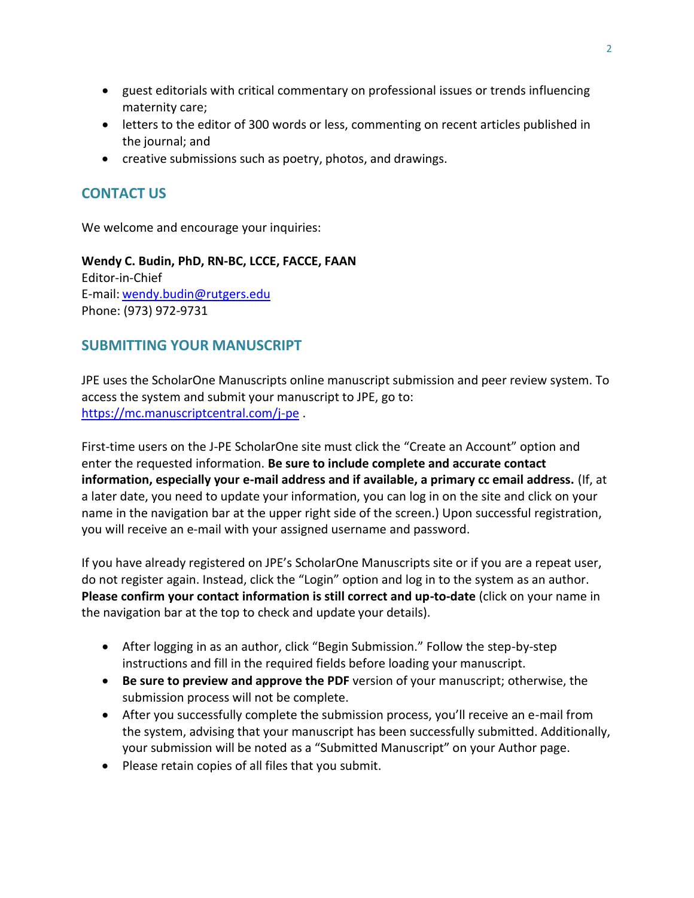- guest editorials with critical commentary on professional issues or trends influencing maternity care;
- letters to the editor of 300 words or less, commenting on recent articles published in the journal; and
- creative submissions such as poetry, photos, and drawings.

## CONTACT US

We welcome and encourage your inquiries:

**Wendy C. Budin, PhD, RN-BC, LCCE, FACCE, FAAN**
Editor-in-Chief
E-mail: wendy.budin@rutgers.edu
Phone: (973) 972-9731

## SUBMITTING YOUR MANUSCRIPT

JPE uses the ScholarOne Manuscripts online manuscript submission and peer review system. To access the system and submit your manuscript to JPE, go to: https://mc.manuscriptcentral.com/j-pe .

First-time users on the J-PE ScholarOne site must click the "Create an Account" option and enter the requested information. **Be sure to include complete and accurate contact information, especially your e-mail address and if available, a primary cc email address.** (If, at a later date, you need to update your information, you can log in on the site and click on your name in the navigation bar at the upper right side of the screen.) Upon successful registration, you will receive an e-mail with your assigned username and password.

If you have already registered on JPE's ScholarOne Manuscripts site or if you are a repeat user, do not register again. Instead, click the "Login" option and log in to the system as an author. **Please confirm your contact information is still correct and up-to-date** (click on your name in the navigation bar at the top to check and update your details).

- After logging in as an author, click "Begin Submission." Follow the step-by-step instructions and fill in the required fields before loading your manuscript.
- **Be sure to preview and approve the PDF** version of your manuscript; otherwise, the submission process will not be complete.
- After you successfully complete the submission process, you'll receive an e-mail from the system, advising that your manuscript has been successfully submitted. Additionally, your submission will be noted as a "Submitted Manuscript" on your Author page.
- Please retain copies of all files that you submit.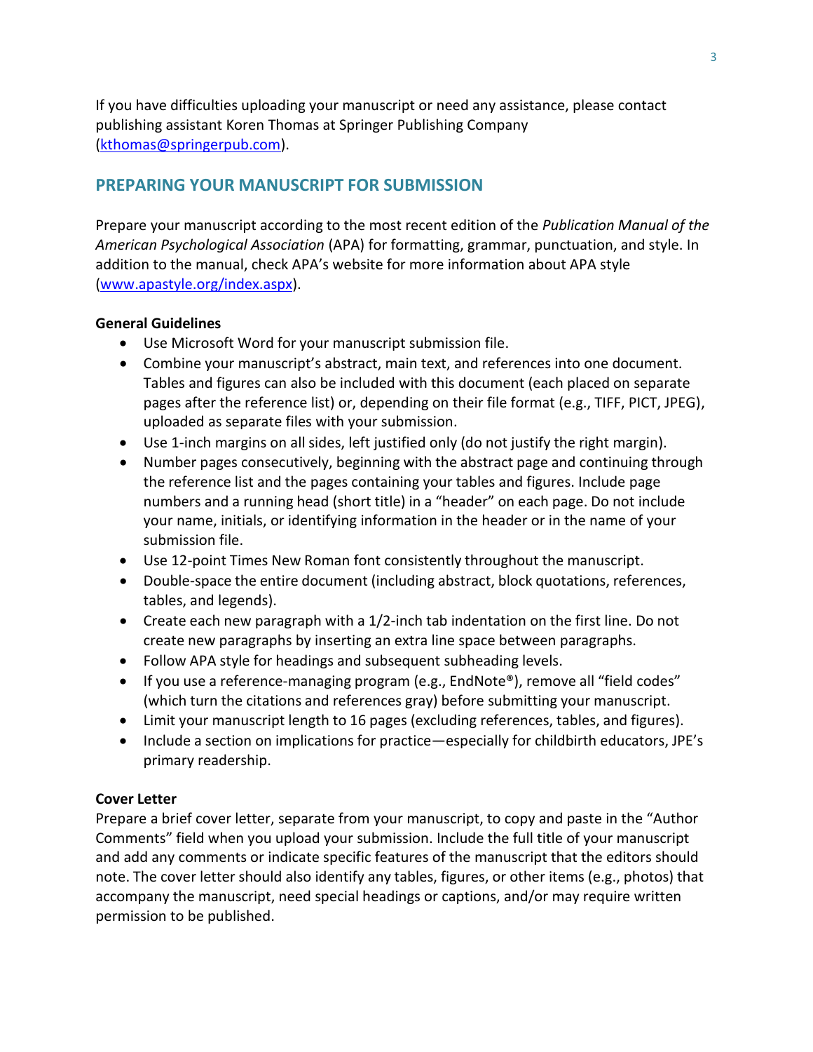If you have difficulties uploading your manuscript or need any assistance, please contact publishing assistant Koren Thomas at Springer Publishing Company (kthomas@springerpub.com).

## PREPARING YOUR MANUSCRIPT FOR SUBMISSION

Prepare your manuscript according to the most recent edition of the *Publication Manual of the American Psychological Association* (APA) for formatting, grammar, punctuation, and style. In addition to the manual, check APA's website for more information about APA style (www.apastyle.org/index.aspx).

**General Guidelines**

- Use Microsoft Word for your manuscript submission file.
- Combine your manuscript's abstract, main text, and references into one document. Tables and figures can also be included with this document (each placed on separate pages after the reference list) or, depending on their file format (e.g., TIFF, PICT, JPEG), uploaded as separate files with your submission.
- Use 1-inch margins on all sides, left justified only (do not justify the right margin).
- Number pages consecutively, beginning with the abstract page and continuing through the reference list and the pages containing your tables and figures. Include page numbers and a running head (short title) in a "header" on each page. Do not include your name, initials, or identifying information in the header or in the name of your submission file.
- Use 12-point Times New Roman font consistently throughout the manuscript.
- Double-space the entire document (including abstract, block quotations, references, tables, and legends).
- Create each new paragraph with a 1/2-inch tab indentation on the first line. Do not create new paragraphs by inserting an extra line space between paragraphs.
- Follow APA style for headings and subsequent subheading levels.
- If you use a reference-managing program (e.g., EndNote®), remove all "field codes" (which turn the citations and references gray) before submitting your manuscript.
- Limit your manuscript length to 16 pages (excluding references, tables, and figures).
- Include a section on implications for practice—especially for childbirth educators, JPE's primary readership.

**Cover Letter**

Prepare a brief cover letter, separate from your manuscript, to copy and paste in the "Author Comments" field when you upload your submission. Include the full title of your manuscript and add any comments or indicate specific features of the manuscript that the editors should note. The cover letter should also identify any tables, figures, or other items (e.g., photos) that accompany the manuscript, need special headings or captions, and/or may require written permission to be published.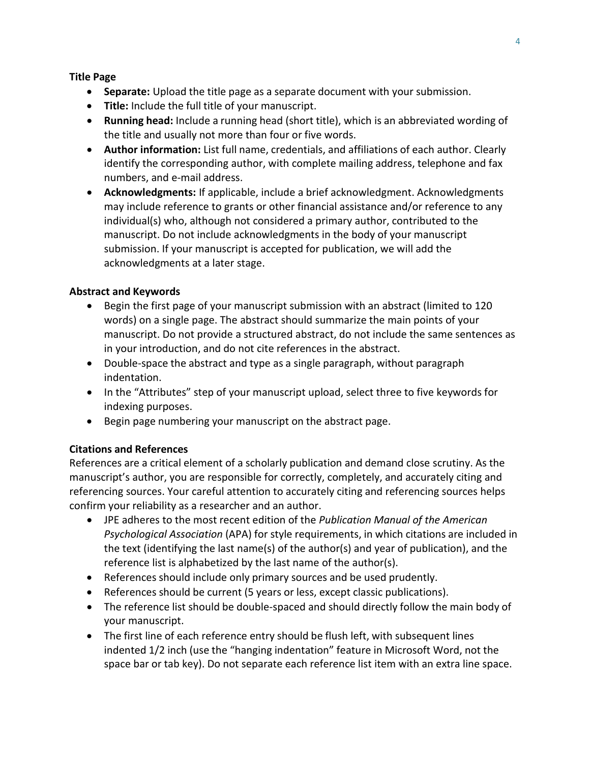**Title Page**

- **Separate:** Upload the title page as a separate document with your submission.
- **Title:** Include the full title of your manuscript.
- **Running head:** Include a running head (short title), which is an abbreviated wording of the title and usually not more than four or five words.
- **Author information:** List full name, credentials, and affiliations of each author. Clearly identify the corresponding author, with complete mailing address, telephone and fax numbers, and e-mail address.
- **Acknowledgments:** If applicable, include a brief acknowledgment. Acknowledgments may include reference to grants or other financial assistance and/or reference to any individual(s) who, although not considered a primary author, contributed to the manuscript. Do not include acknowledgments in the body of your manuscript submission. If your manuscript is accepted for publication, we will add the acknowledgments at a later stage.

**Abstract and Keywords**

- Begin the first page of your manuscript submission with an abstract (limited to 120 words) on a single page. The abstract should summarize the main points of your manuscript. Do not provide a structured abstract, do not include the same sentences as in your introduction, and do not cite references in the abstract.
- Double-space the abstract and type as a single paragraph, without paragraph indentation.
- In the "Attributes" step of your manuscript upload, select three to five keywords for indexing purposes.
- Begin page numbering your manuscript on the abstract page.

**Citations and References**

References are a critical element of a scholarly publication and demand close scrutiny. As the manuscript's author, you are responsible for correctly, completely, and accurately citing and referencing sources. Your careful attention to accurately citing and referencing sources helps confirm your reliability as a researcher and an author.

- JPE adheres to the most recent edition of the *Publication Manual of the American Psychological Association* (APA) for style requirements, in which citations are included in the text (identifying the last name(s) of the author(s) and year of publication), and the reference list is alphabetized by the last name of the author(s).
- References should include only primary sources and be used prudently.
- References should be current (5 years or less, except classic publications).
- The reference list should be double-spaced and should directly follow the main body of your manuscript.
- The first line of each reference entry should be flush left, with subsequent lines indented 1/2 inch (use the "hanging indentation" feature in Microsoft Word, not the space bar or tab key). Do not separate each reference list item with an extra line space.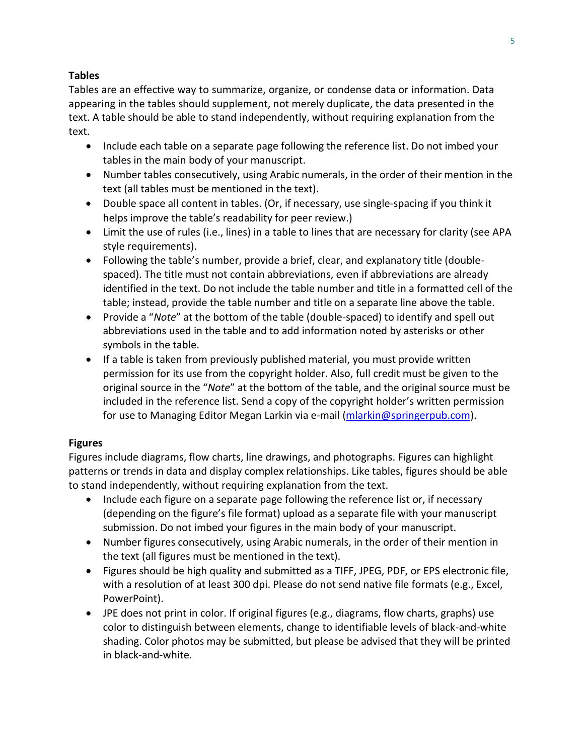### Tables

Tables are an effective way to summarize, organize, or condense data or information. Data appearing in the tables should supplement, not merely duplicate, the data presented in the text. A table should be able to stand independently, without requiring explanation from the text.

- Include each table on a separate page following the reference list. Do not imbed your tables in the main body of your manuscript.
- Number tables consecutively, using Arabic numerals, in the order of their mention in the text (all tables must be mentioned in the text).
- Double space all content in tables. (Or, if necessary, use single-spacing if you think it helps improve the table's readability for peer review.)
- Limit the use of rules (i.e., lines) in a table to lines that are necessary for clarity (see APA style requirements).
- Following the table's number, provide a brief, clear, and explanatory title (double-spaced). The title must not contain abbreviations, even if abbreviations are already identified in the text. Do not include the table number and title in a formatted cell of the table; instead, provide the table number and title on a separate line above the table.
- Provide a "*Note*" at the bottom of the table (double-spaced) to identify and spell out abbreviations used in the table and to add information noted by asterisks or other symbols in the table.
- If a table is taken from previously published material, you must provide written permission for its use from the copyright holder. Also, full credit must be given to the original source in the "*Note*" at the bottom of the table, and the original source must be included in the reference list. Send a copy of the copyright holder's written permission for use to Managing Editor Megan Larkin via e-mail (mlarkin@springerpub.com).

### Figures

Figures include diagrams, flow charts, line drawings, and photographs. Figures can highlight patterns or trends in data and display complex relationships. Like tables, figures should be able to stand independently, without requiring explanation from the text.

- Include each figure on a separate page following the reference list or, if necessary (depending on the figure's file format) upload as a separate file with your manuscript submission. Do not imbed your figures in the main body of your manuscript.
- Number figures consecutively, using Arabic numerals, in the order of their mention in the text (all figures must be mentioned in the text).
- Figures should be high quality and submitted as a TIFF, JPEG, PDF, or EPS electronic file, with a resolution of at least 300 dpi. Please do not send native file formats (e.g., Excel, PowerPoint).
- JPE does not print in color. If original figures (e.g., diagrams, flow charts, graphs) use color to distinguish between elements, change to identifiable levels of black-and-white shading. Color photos may be submitted, but please be advised that they will be printed in black-and-white.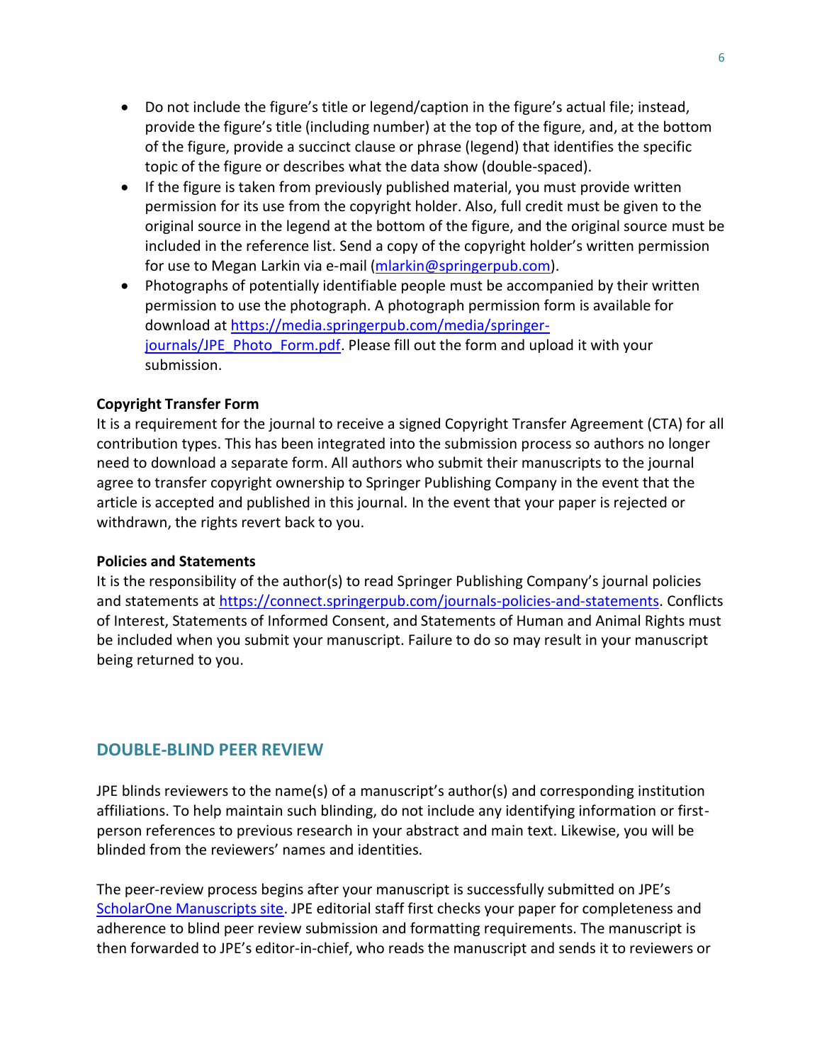- Do not include the figure's title or legend/caption in the figure's actual file; instead, provide the figure's title (including number) at the top of the figure, and, at the bottom of the figure, provide a succinct clause or phrase (legend) that identifies the specific topic of the figure or describes what the data show (double-spaced).
- If the figure is taken from previously published material, you must provide written permission for its use from the copyright holder. Also, full credit must be given to the original source in the legend at the bottom of the figure, and the original source must be included in the reference list. Send a copy of the copyright holder's written permission for use to Megan Larkin via e-mail (mlarkin@springerpub.com).
- Photographs of potentially identifiable people must be accompanied by their written permission to use the photograph. A photograph permission form is available for download at https://media.springerpub.com/media/springer-journals/JPE_Photo_Form.pdf. Please fill out the form and upload it with your submission.

**Copyright Transfer Form**

It is a requirement for the journal to receive a signed Copyright Transfer Agreement (CTA) for all contribution types. This has been integrated into the submission process so authors no longer need to download a separate form. All authors who submit their manuscripts to the journal agree to transfer copyright ownership to Springer Publishing Company in the event that the article is accepted and published in this journal. In the event that your paper is rejected or withdrawn, the rights revert back to you.

**Policies and Statements**

It is the responsibility of the author(s) to read Springer Publishing Company's journal policies and statements at https://connect.springerpub.com/journals-policies-and-statements. Conflicts of Interest, Statements of Informed Consent, and Statements of Human and Animal Rights must be included when you submit your manuscript. Failure to do so may result in your manuscript being returned to you.

## DOUBLE-BLIND PEER REVIEW

JPE blinds reviewers to the name(s) of a manuscript's author(s) and corresponding institution affiliations. To help maintain such blinding, do not include any identifying information or first-person references to previous research in your abstract and main text. Likewise, you will be blinded from the reviewers' names and identities.

The peer-review process begins after your manuscript is successfully submitted on JPE's ScholarOne Manuscripts site. JPE editorial staff first checks your paper for completeness and adherence to blind peer review submission and formatting requirements. The manuscript is then forwarded to JPE's editor-in-chief, who reads the manuscript and sends it to reviewers or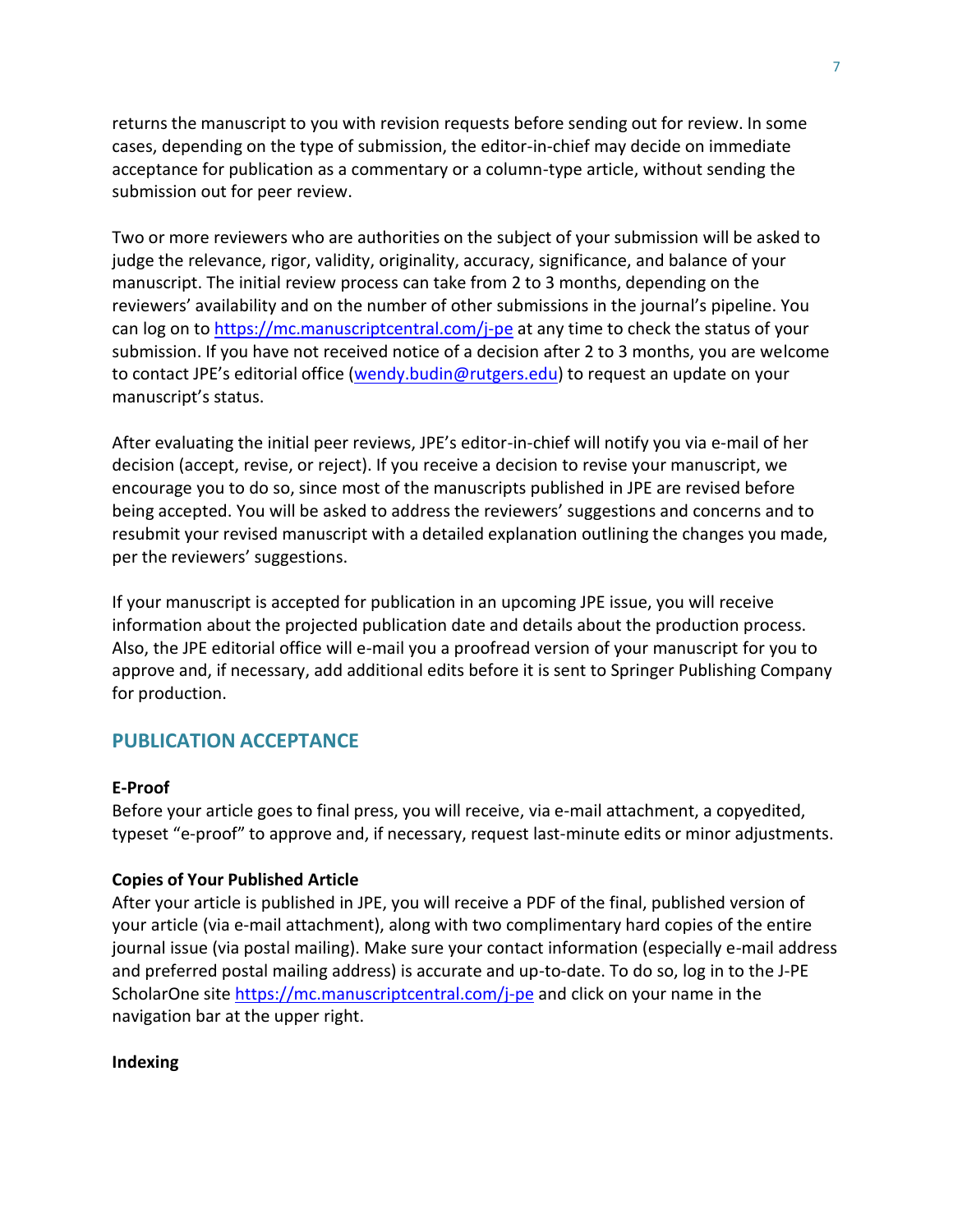returns the manuscript to you with revision requests before sending out for review. In some cases, depending on the type of submission, the editor-in-chief may decide on immediate acceptance for publication as a commentary or a column-type article, without sending the submission out for peer review.

Two or more reviewers who are authorities on the subject of your submission will be asked to judge the relevance, rigor, validity, originality, accuracy, significance, and balance of your manuscript. The initial review process can take from 2 to 3 months, depending on the reviewers' availability and on the number of other submissions in the journal's pipeline. You can log on to https://mc.manuscriptcentral.com/j-pe at any time to check the status of your submission. If you have not received notice of a decision after 2 to 3 months, you are welcome to contact JPE's editorial office (wendy.budin@rutgers.edu) to request an update on your manuscript's status.

After evaluating the initial peer reviews, JPE's editor-in-chief will notify you via e-mail of her decision (accept, revise, or reject). If you receive a decision to revise your manuscript, we encourage you to do so, since most of the manuscripts published in JPE are revised before being accepted. You will be asked to address the reviewers' suggestions and concerns and to resubmit your revised manuscript with a detailed explanation outlining the changes you made, per the reviewers' suggestions.

If your manuscript is accepted for publication in an upcoming JPE issue, you will receive information about the projected publication date and details about the production process. Also, the JPE editorial office will e-mail you a proofread version of your manuscript for you to approve and, if necessary, add additional edits before it is sent to Springer Publishing Company for production.

## PUBLICATION ACCEPTANCE

### E-Proof

Before your article goes to final press, you will receive, via e-mail attachment, a copyedited, typeset "e-proof" to approve and, if necessary, request last-minute edits or minor adjustments.

### Copies of Your Published Article

After your article is published in JPE, you will receive a PDF of the final, published version of your article (via e-mail attachment), along with two complimentary hard copies of the entire journal issue (via postal mailing). Make sure your contact information (especially e-mail address and preferred postal mailing address) is accurate and up-to-date. To do so, log in to the J-PE ScholarOne site https://mc.manuscriptcentral.com/j-pe and click on your name in the navigation bar at the upper right.

### Indexing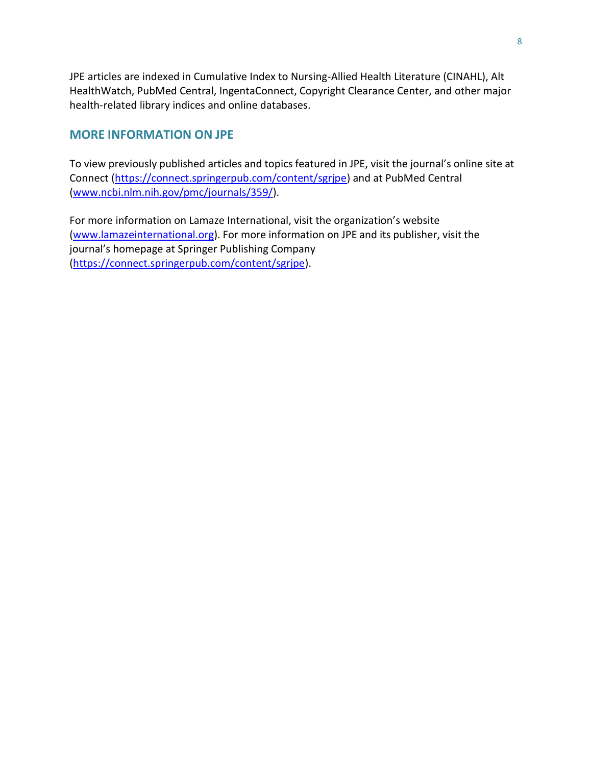JPE articles are indexed in Cumulative Index to Nursing-Allied Health Literature (CINAHL), Alt HealthWatch, PubMed Central, IngentaConnect, Copyright Clearance Center, and other major health-related library indices and online databases.

## MORE INFORMATION ON JPE

To view previously published articles and topics featured in JPE, visit the journal's online site at Connect (https://connect.springerpub.com/content/sgrjpe) and at PubMed Central (www.ncbi.nlm.nih.gov/pmc/journals/359/).

For more information on Lamaze International, visit the organization's website (www.lamazeinternational.org). For more information on JPE and its publisher, visit the journal's homepage at Springer Publishing Company (https://connect.springerpub.com/content/sgrjpe).